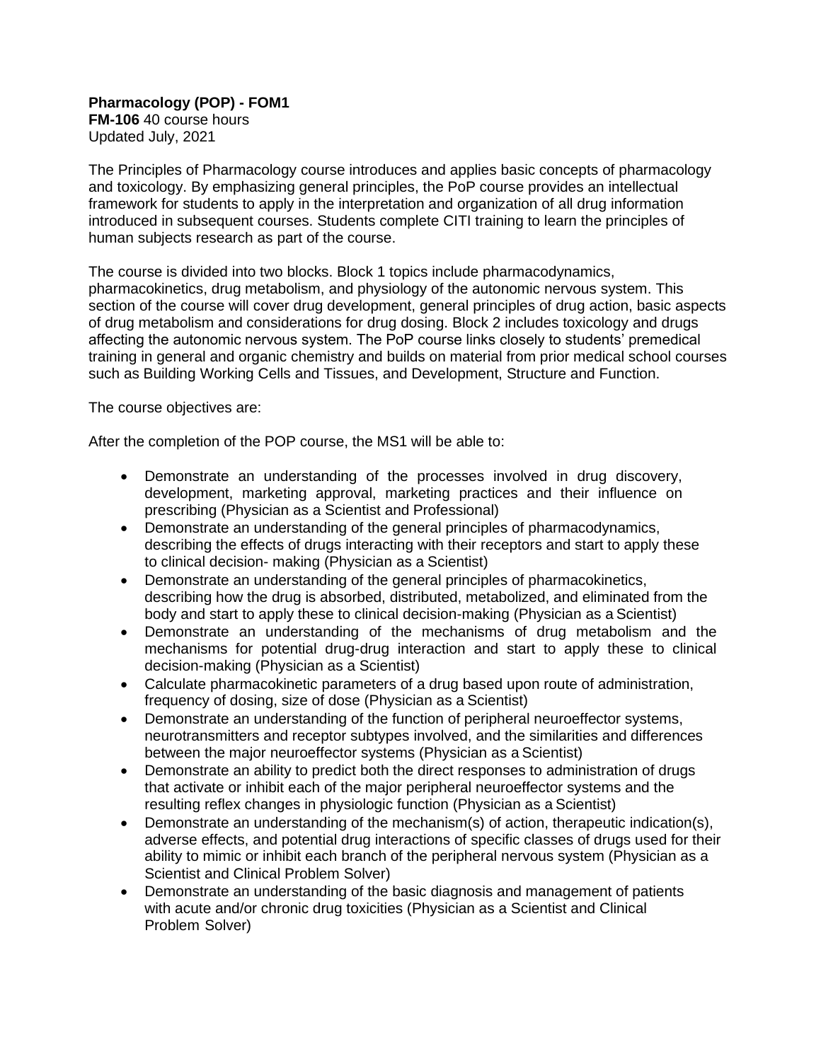**Pharmacology (POP) - FOM1**
**FM-106** 40 course hours
Updated July, 2021

The Principles of Pharmacology course introduces and applies basic concepts of pharmacology and toxicology. By emphasizing general principles, the PoP course provides an intellectual framework for students to apply in the interpretation and organization of all drug information introduced in subsequent courses. Students complete CITI training to learn the principles of human subjects research as part of the course.

The course is divided into two blocks. Block 1 topics include pharmacodynamics, pharmacokinetics, drug metabolism, and physiology of the autonomic nervous system. This section of the course will cover drug development, general principles of drug action, basic aspects of drug metabolism and considerations for drug dosing. Block 2 includes toxicology and drugs affecting the autonomic nervous system. The PoP course links closely to students' premedical training in general and organic chemistry and builds on material from prior medical school courses such as Building Working Cells and Tissues, and Development, Structure and Function.

The course objectives are:

After the completion of the POP course, the MS1 will be able to:

- Demonstrate an understanding of the processes involved in drug discovery, development, marketing approval, marketing practices and their influence on prescribing (Physician as a Scientist and Professional)
- Demonstrate an understanding of the general principles of pharmacodynamics, describing the effects of drugs interacting with their receptors and start to apply these to clinical decision- making (Physician as a Scientist)
- Demonstrate an understanding of the general principles of pharmacokinetics, describing how the drug is absorbed, distributed, metabolized, and eliminated from the body and start to apply these to clinical decision-making (Physician as a Scientist)
- Demonstrate an understanding of the mechanisms of drug metabolism and the mechanisms for potential drug-drug interaction and start to apply these to clinical decision-making (Physician as a Scientist)
- Calculate pharmacokinetic parameters of a drug based upon route of administration, frequency of dosing, size of dose (Physician as a Scientist)
- Demonstrate an understanding of the function of peripheral neuroeffector systems, neurotransmitters and receptor subtypes involved, and the similarities and differences between the major neuroeffector systems (Physician as a Scientist)
- Demonstrate an ability to predict both the direct responses to administration of drugs that activate or inhibit each of the major peripheral neuroeffector systems and the resulting reflex changes in physiologic function (Physician as a Scientist)
- Demonstrate an understanding of the mechanism(s) of action, therapeutic indication(s), adverse effects, and potential drug interactions of specific classes of drugs used for their ability to mimic or inhibit each branch of the peripheral nervous system (Physician as a Scientist and Clinical Problem Solver)
- Demonstrate an understanding of the basic diagnosis and management of patients with acute and/or chronic drug toxicities (Physician as a Scientist and Clinical Problem Solver)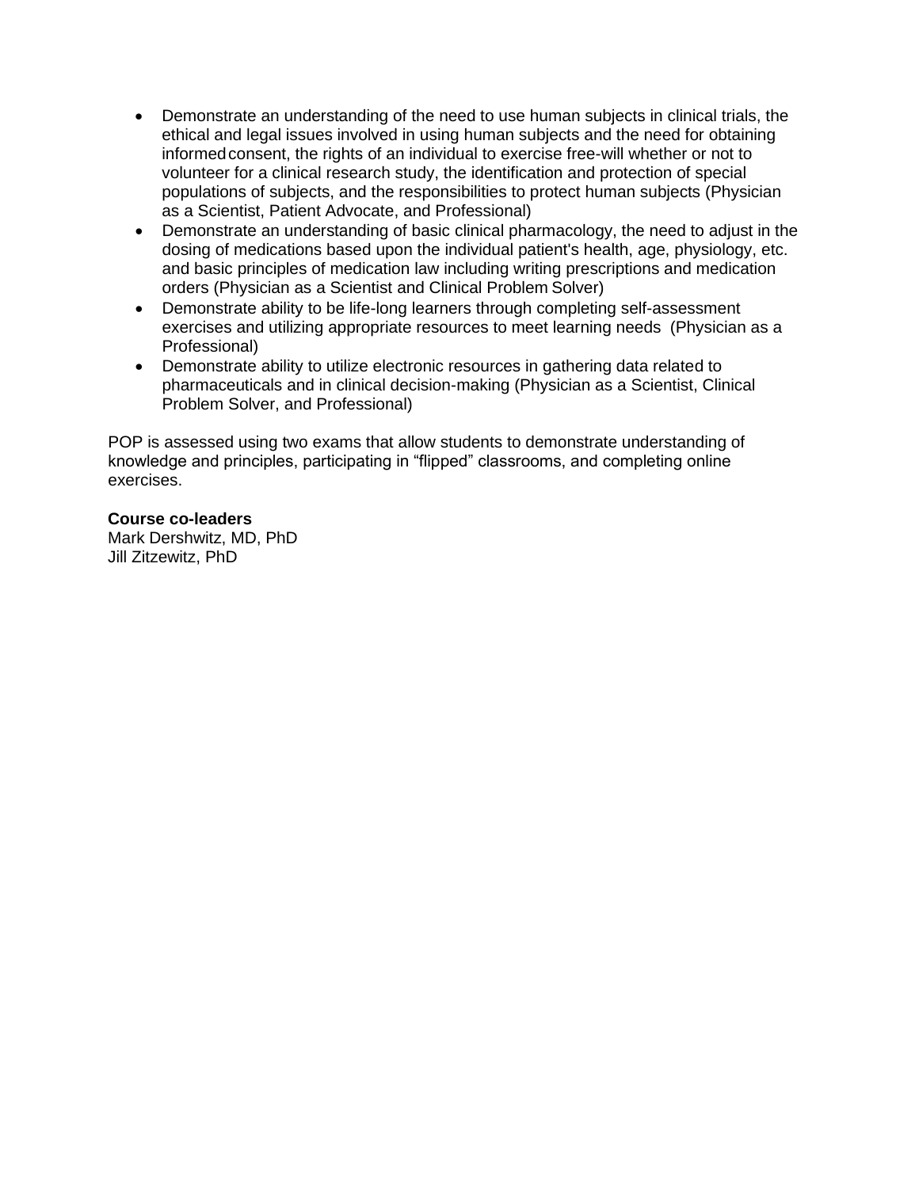- Demonstrate an understanding of the need to use human subjects in clinical trials, the ethical and legal issues involved in using human subjects and the need for obtaining informed consent, the rights of an individual to exercise free-will whether or not to volunteer for a clinical research study, the identification and protection of special populations of subjects, and the responsibilities to protect human subjects (Physician as a Scientist, Patient Advocate, and Professional)
- Demonstrate an understanding of basic clinical pharmacology, the need to adjust in the dosing of medications based upon the individual patient's health, age, physiology, etc. and basic principles of medication law including writing prescriptions and medication orders (Physician as a Scientist and Clinical Problem Solver)
- Demonstrate ability to be life-long learners through completing self-assessment exercises and utilizing appropriate resources to meet learning needs (Physician as a Professional)
- Demonstrate ability to utilize electronic resources in gathering data related to pharmaceuticals and in clinical decision-making (Physician as a Scientist, Clinical Problem Solver, and Professional)

POP is assessed using two exams that allow students to demonstrate understanding of knowledge and principles, participating in "flipped" classrooms, and completing online exercises.

**Course co-leaders**
Mark Dershwitz, MD, PhD
Jill Zitzewitz, PhD